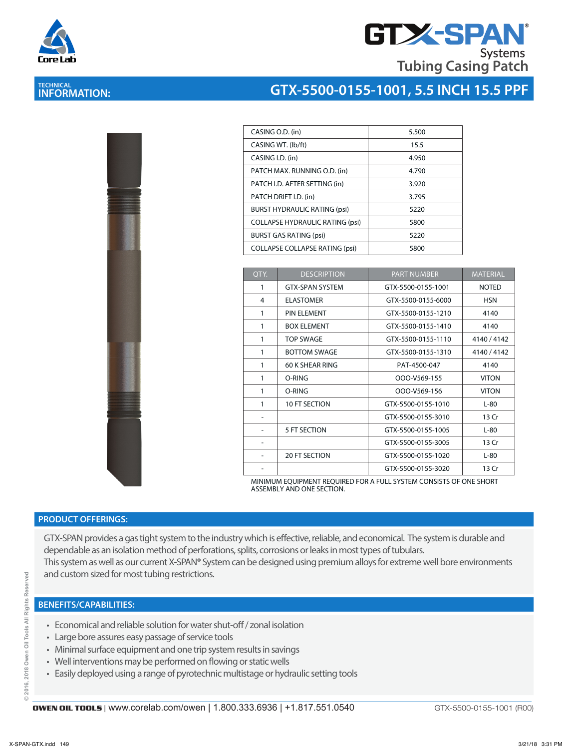# GTX-SPAN® Systems Tubing Casing Patch

## TECHNICAL INFORMATION: GTX-5500-0155-1001, 5.5 INCH 15.5 PPF

| | |
|---|---|
| CASING O.D. (in) | 5.500 |
| CASING WT. (lb/ft) | 15.5 |
| CASING I.D. (in) | 4.950 |
| PATCH MAX. RUNNING O.D. (in) | 4.790 |
| PATCH I.D. AFTER SETTING (in) | 3.920 |
| PATCH DRIFT I.D. (in) | 3.795 |
| BURST HYDRAULIC RATING (psi) | 5220 |
| COLLAPSE HYDRAULIC RATING (psi) | 5800 |
| BURST GAS RATING (psi) | 5220 |
| COLLAPSE COLLAPSE RATING (psi) | 5800 |

| QTY. | DESCRIPTION | PART NUMBER | MATERIAL |
|---|---|---|---|
| 1 | GTX-SPAN SYSTEM | GTX-5500-0155-1001 | NOTED |
| 4 | ELASTOMER | GTX-5500-0155-6000 | HSN |
| 1 | PIN ELEMENT | GTX-5500-0155-1210 | 4140 |
| 1 | BOX ELEMENT | GTX-5500-0155-1410 | 4140 |
| 1 | TOP SWAGE | GTX-5500-0155-1110 | 4140 / 4142 |
| 1 | BOTTOM SWAGE | GTX-5500-0155-1310 | 4140 / 4142 |
| 1 | 60 K SHEAR RING | PAT-4500-047 | 4140 |
| 1 | O-RING | OOO-V569-155 | VITON |
| 1 | O-RING | OOO-V569-156 | VITON |
| 1 | 10 FT SECTION | GTX-5500-0155-1010 | L-80 |
| - | | GTX-5500-0155-3010 | 13 Cr |
| - | 5 FT SECTION | GTX-5500-0155-1005 | L-80 |
| - | | GTX-5500-0155-3005 | 13 Cr |
| - | 20 FT SECTION | GTX-5500-0155-1020 | L-80 |
| - | | GTX-5500-0155-3020 | 13 Cr |

MINIMUM EQUIPMENT REQUIRED FOR A FULL SYSTEM CONSISTS OF ONE SHORT ASSEMBLY AND ONE SECTION.

## PRODUCT OFFERINGS:

GTX-SPAN provides a gas tight system to the industry which is effective, reliable, and economical. The system is durable and dependable as an isolation method of perforations, splits, corrosions or leaks in most types of tubulars.
This system as well as our current X-SPAN® System can be designed using premium alloys for extreme well bore environments and custom sized for most tubing restrictions.

## BENEFITS/CAPABILITIES:

- Economical and reliable solution for water shut-off / zonal isolation
- Large bore assures easy passage of service tools
- Minimal surface equipment and one trip system results in savings
- Well interventions may be performed on flowing or static wells
- Easily deployed using a range of pyrotechnic multistage or hydraulic setting tools

OWEN OIL TOOLS | www.corelab.com/owen | 1.800.333.6936 | +1.817.551.0540 GTX-5500-0155-1001 (R00)

© 2016, 2018 Owen Oil Tools All Rights Reserved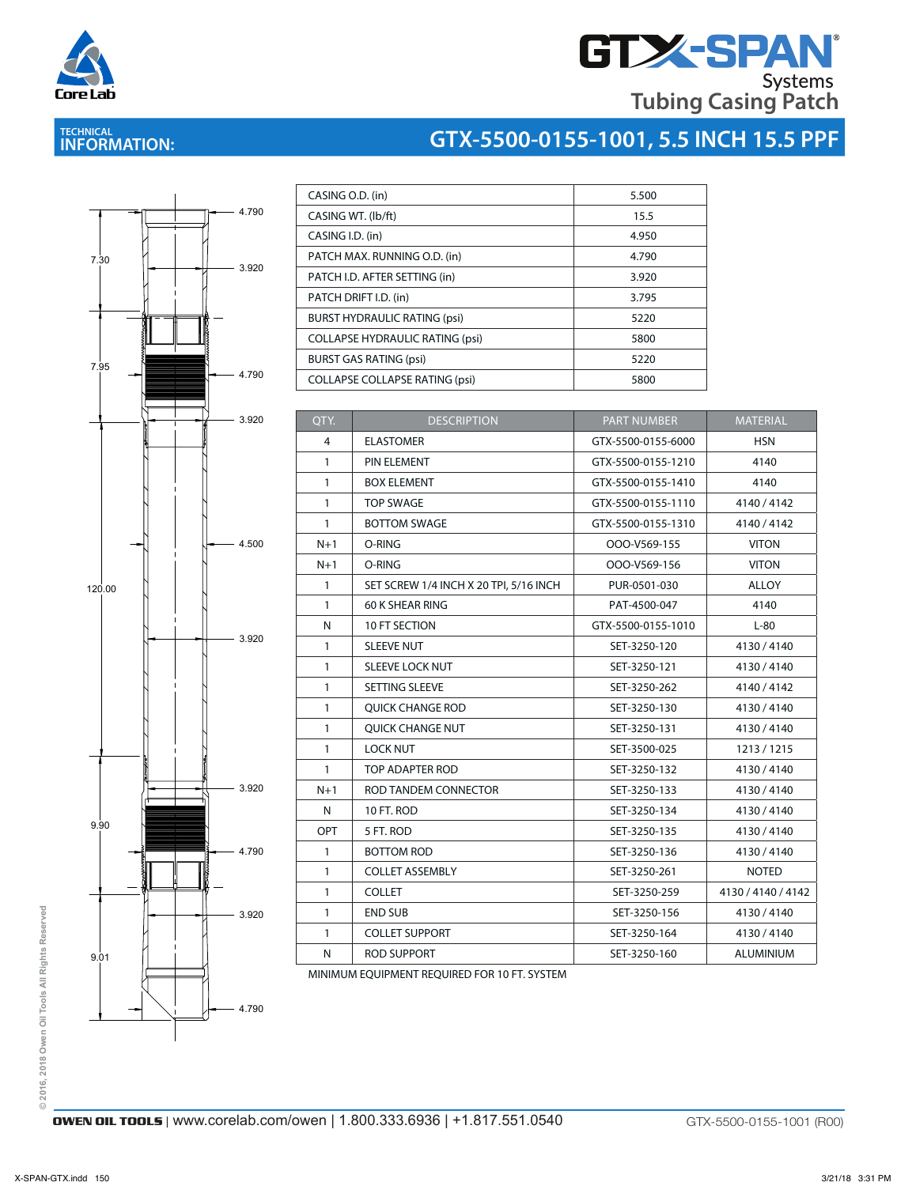# GTX-SPAN® Systems Tubing Casing Patch

## TECHNICAL INFORMATION:

## GTX-5500-0155-1001, 5.5 INCH 15.5 PPF

7.30 | 4.790 | 3.920 | 7.95 | 4.790 | 3.920 | 120.00 | 4.500 | 3.920 | 3.920 | 9.90 | 4.790 | 3.920 | 9.01 | 4.790

| | |
|---|---|
| CASING O.D. (in) | 5.500 |
| CASING WT. (lb/ft) | 15.5 |
| CASING I.D. (in) | 4.950 |
| PATCH MAX. RUNNING O.D. (in) | 4.790 |
| PATCH I.D. AFTER SETTING (in) | 3.920 |
| PATCH DRIFT I.D. (in) | 3.795 |
| BURST HYDRAULIC RATING (psi) | 5220 |
| COLLAPSE HYDRAULIC RATING (psi) | 5800 |
| BURST GAS RATING (psi) | 5220 |
| COLLAPSE COLLAPSE RATING (psi) | 5800 |

| QTY. | DESCRIPTION | PART NUMBER | MATERIAL |
|---|---|---|---|
| 4 | ELASTOMER | GTX-5500-0155-6000 | HSN |
| 1 | PIN ELEMENT | GTX-5500-0155-1210 | 4140 |
| 1 | BOX ELEMENT | GTX-5500-0155-1410 | 4140 |
| 1 | TOP SWAGE | GTX-5500-0155-1110 | 4140 / 4142 |
| 1 | BOTTOM SWAGE | GTX-5500-0155-1310 | 4140 / 4142 |
| N+1 | O-RING | OOO-V569-155 | VITON |
| N+1 | O-RING | OOO-V569-156 | VITON |
| 1 | SET SCREW 1/4 INCH X 20 TPI, 5/16 INCH | PUR-0501-030 | ALLOY |
| 1 | 60 K SHEAR RING | PAT-4500-047 | 4140 |
| N | 10 FT SECTION | GTX-5500-0155-1010 | L-80 |
| 1 | SLEEVE NUT | SET-3250-120 | 4130 / 4140 |
| 1 | SLEEVE LOCK NUT | SET-3250-121 | 4130 / 4140 |
| 1 | SETTING SLEEVE | SET-3250-262 | 4140 / 4142 |
| 1 | QUICK CHANGE ROD | SET-3250-130 | 4130 / 4140 |
| 1 | QUICK CHANGE NUT | SET-3250-131 | 4130 / 4140 |
| 1 | LOCK NUT | SET-3500-025 | 1213 / 1215 |
| 1 | TOP ADAPTER ROD | SET-3250-132 | 4130 / 4140 |
| N+1 | ROD TANDEM CONNECTOR | SET-3250-133 | 4130 / 4140 |
| N | 10 FT. ROD | SET-3250-134 | 4130 / 4140 |
| OPT | 5 FT. ROD | SET-3250-135 | 4130 / 4140 |
| 1 | BOTTOM ROD | SET-3250-136 | 4130 / 4140 |
| 1 | COLLET ASSEMBLY | SET-3250-261 | NOTED |
| 1 | COLLET | SET-3250-259 | 4130 / 4140 / 4142 |
| 1 | END SUB | SET-3250-156 | 4130 / 4140 |
| 1 | COLLET SUPPORT | SET-3250-164 | 4130 / 4140 |
| N | ROD SUPPORT | SET-3250-160 | ALUMINIUM |

MINIMUM EQUIPMENT REQUIRED FOR 10 FT. SYSTEM

© 2016, 2018 Owen Oil Tools All Rights Reserved

**OWEN OIL TOOLS** | www.corelab.com/owen | 1.800.333.6936 | +1.817.551.0540

GTX-5500-0155-1001 (R00)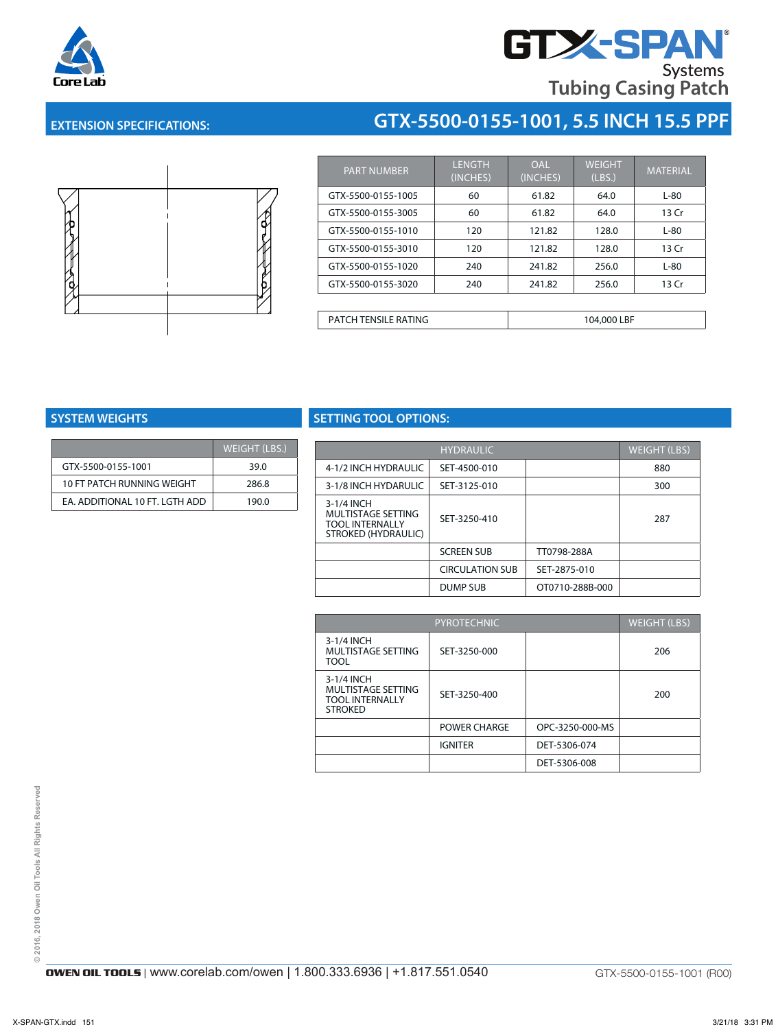GTX-SPAN® Systems Tubing Casing Patch

## EXTENSION SPECIFICATIONS:

## GTX-5500-0155-1001, 5.5 INCH 15.5 PPF

| PART NUMBER | LENGTH (INCHES) | OAL (INCHES) | WEIGHT (LBS.) | MATERIAL |
|---|---|---|---|---|
| GTX-5500-0155-1005 | 60 | 61.82 | 64.0 | L-80 |
| GTX-5500-0155-3005 | 60 | 61.82 | 64.0 | 13 Cr |
| GTX-5500-0155-1010 | 120 | 121.82 | 128.0 | L-80 |
| GTX-5500-0155-3010 | 120 | 121.82 | 128.0 | 13 Cr |
| GTX-5500-0155-1020 | 240 | 241.82 | 256.0 | L-80 |
| GTX-5500-0155-3020 | 240 | 241.82 | 256.0 | 13 Cr |

| | |
|---|---|
| PATCH TENSILE RATING | 104,000 LBF |

## SYSTEM WEIGHTS

| | WEIGHT (LBS.) |
|---|---|
| GTX-5500-0155-1001 | 39.0 |
| 10 FT PATCH RUNNING WEIGHT | 286.8 |
| EA. ADDITIONAL 10 FT. LGTH ADD | 190.0 |

## SETTING TOOL OPTIONS:

| HYDRAULIC | | | WEIGHT (LBS) |
|---|---|---|---|
| 4-1/2 INCH HYDRAULIC | SET-4500-010 | | 880 |
| 3-1/8 INCH HYDARULIC | SET-3125-010 | | 300 |
| 3-1/4 INCH MULTISTAGE SETTING TOOL INTERNALLY STROKED (HYDRAULIC) | SET-3250-410 | | 287 |
| | SCREEN SUB | TT0798-288A | |
| | CIRCULATION SUB | SET-2875-010 | |
| | DUMP SUB | OT0710-288B-000 | |

| PYROTECHNIC | | | WEIGHT (LBS) |
|---|---|---|---|
| 3-1/4 INCH MULTISTAGE SETTING TOOL | SET-3250-000 | | 206 |
| 3-1/4 INCH MULTISTAGE SETTING TOOL INTERNALLY STROKED | SET-3250-400 | | 200 |
| | POWER CHARGE | OPC-3250-000-MS | |
| | IGNITER | DET-5306-074 | |
| | | DET-5306-008 | |

© 2016, 2018 Owen Oil Tools All Rights Reserved

**OWEN OIL TOOLS** | www.corelab.com/owen | 1.800.333.6936 | +1.817.551.0540 GTX-5500-0155-1001 (R00)